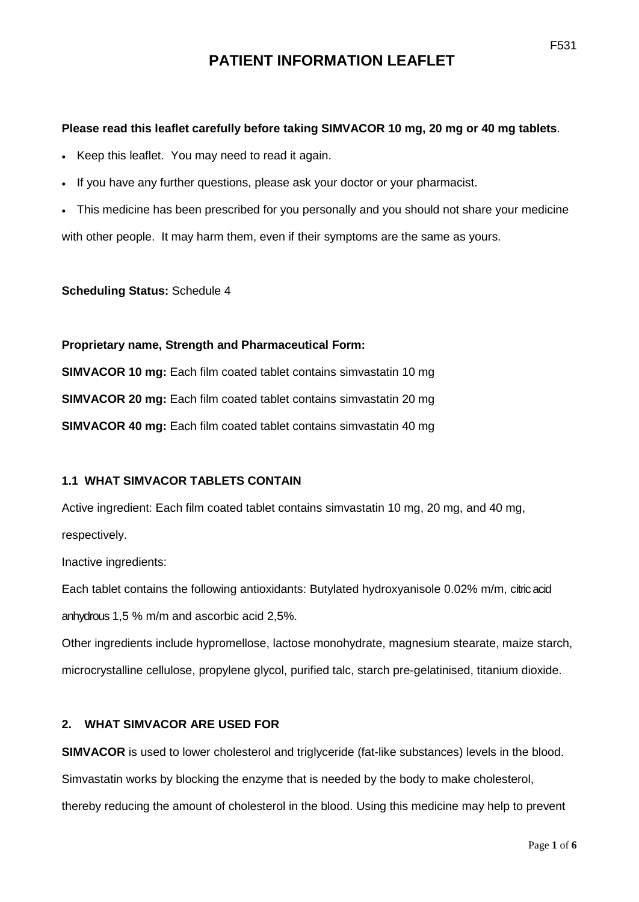# PATIENT INFORMATION LEAFLET

**Please read this leaflet carefully before taking SIMVACOR 10 mg, 20 mg or 40 mg tablets**.

- Keep this leaflet. You may need to read it again.
- If you have any further questions, please ask your doctor or your pharmacist.
- This medicine has been prescribed for you personally and you should not share your medicine with other people. It may harm them, even if their symptoms are the same as yours.

**Scheduling Status:** Schedule 4

**Proprietary name, Strength and Pharmaceutical Form:**

**SIMVACOR 10 mg:** Each film coated tablet contains simvastatin 10 mg

**SIMVACOR 20 mg:** Each film coated tablet contains simvastatin 20 mg

**SIMVACOR 40 mg:** Each film coated tablet contains simvastatin 40 mg

### 1.1 WHAT SIMVACOR TABLETS CONTAIN

Active ingredient: Each film coated tablet contains simvastatin 10 mg, 20 mg, and 40 mg, respectively.

Inactive ingredients:

Each tablet contains the following antioxidants: Butylated hydroxyanisole 0.02% m/m, citric acid anhydrous 1,5 % m/m and ascorbic acid 2,5%.

Other ingredients include hypromellose, lactose monohydrate, magnesium stearate, maize starch, microcrystalline cellulose, propylene glycol, purified talc, starch pre-gelatinised, titanium dioxide.

### 2. WHAT SIMVACOR ARE USED FOR

**SIMVACOR** is used to lower cholesterol and triglyceride (fat-like substances) levels in the blood. Simvastatin works by blocking the enzyme that is needed by the body to make cholesterol, thereby reducing the amount of cholesterol in the blood. Using this medicine may help to prevent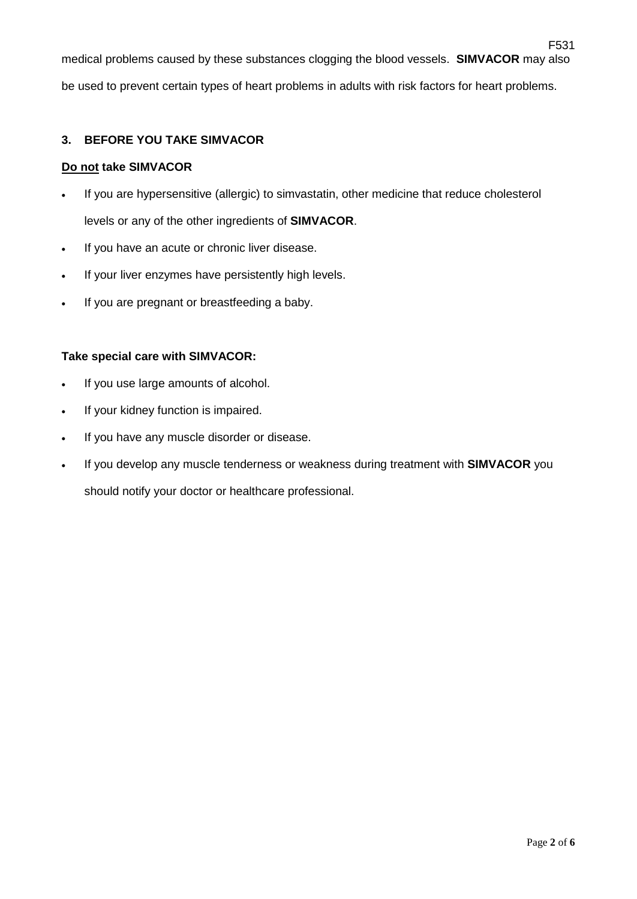medical problems caused by these substances clogging the blood vessels. **SIMVACOR** may also be used to prevent certain types of heart problems in adults with risk factors for heart problems.

### 3. BEFORE YOU TAKE SIMVACOR

**Do not take SIMVACOR**

- If you are hypersensitive (allergic) to simvastatin, other medicine that reduce cholesterol levels or any of the other ingredients of **SIMVACOR**.
- If you have an acute or chronic liver disease.
- If your liver enzymes have persistently high levels.
- If you are pregnant or breastfeeding a baby.

**Take special care with SIMVACOR:**

- If you use large amounts of alcohol.
- If your kidney function is impaired.
- If you have any muscle disorder or disease.
- If you develop any muscle tenderness or weakness during treatment with **SIMVACOR** you should notify your doctor or healthcare professional.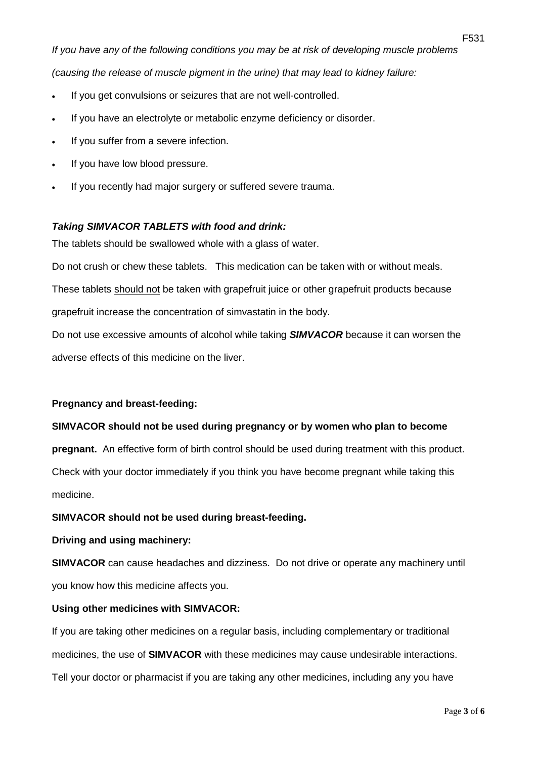*If you have any of the following conditions you may be at risk of developing muscle problems (causing the release of muscle pigment in the urine) that may lead to kidney failure:*

- If you get convulsions or seizures that are not well-controlled.
- If you have an electrolyte or metabolic enzyme deficiency or disorder.
- If you suffer from a severe infection.
- If you have low blood pressure.
- If you recently had major surgery or suffered severe trauma.

***Taking SIMVACOR TABLETS with food and drink:***

The tablets should be swallowed whole with a glass of water.

Do not crush or chew these tablets. This medication can be taken with or without meals.

These tablets should not be taken with grapefruit juice or other grapefruit products because grapefruit increase the concentration of simvastatin in the body.

Do not use excessive amounts of alcohol while taking ***SIMVACOR*** because it can worsen the adverse effects of this medicine on the liver.

**Pregnancy and breast-feeding:**

**SIMVACOR should not be used during pregnancy or by women who plan to become pregnant.** An effective form of birth control should be used during treatment with this product. Check with your doctor immediately if you think you have become pregnant while taking this medicine.

**SIMVACOR should not be used during breast-feeding.**

**Driving and using machinery:**

**SIMVACOR** can cause headaches and dizziness. Do not drive or operate any machinery until you know how this medicine affects you.

**Using other medicines with SIMVACOR:**

If you are taking other medicines on a regular basis, including complementary or traditional medicines, the use of **SIMVACOR** with these medicines may cause undesirable interactions. Tell your doctor or pharmacist if you are taking any other medicines, including any you have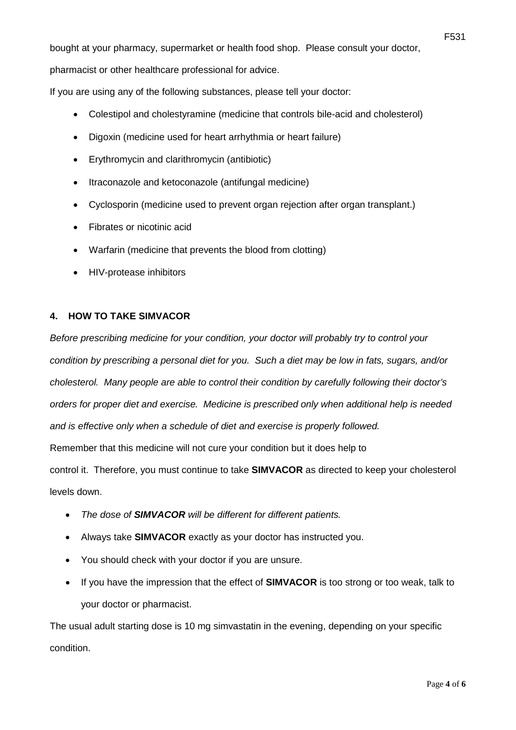bought at your pharmacy, supermarket or health food shop. Please consult your doctor, pharmacist or other healthcare professional for advice.

If you are using any of the following substances, please tell your doctor:

- Colestipol and cholestyramine (medicine that controls bile-acid and cholesterol)
- Digoxin (medicine used for heart arrhythmia or heart failure)
- Erythromycin and clarithromycin (antibiotic)
- Itraconazole and ketoconazole (antifungal medicine)
- Cyclosporin (medicine used to prevent organ rejection after organ transplant.)
- Fibrates or nicotinic acid
- Warfarin (medicine that prevents the blood from clotting)
- HIV-protease inhibitors

## 4. HOW TO TAKE SIMVACOR

*Before prescribing medicine for your condition, your doctor will probably try to control your condition by prescribing a personal diet for you. Such a diet may be low in fats, sugars, and/or cholesterol. Many people are able to control their condition by carefully following their doctor's orders for proper diet and exercise. Medicine is prescribed only when additional help is needed and is effective only when a schedule of diet and exercise is properly followed.*

Remember that this medicine will not cure your condition but it does help to control it. Therefore, you must continue to take **SIMVACOR** as directed to keep your cholesterol levels down.

- *The dose of **SIMVACOR** will be different for different patients.*
- Always take **SIMVACOR** exactly as your doctor has instructed you.
- You should check with your doctor if you are unsure.
- If you have the impression that the effect of **SIMVACOR** is too strong or too weak, talk to your doctor or pharmacist.

The usual adult starting dose is 10 mg simvastatin in the evening, depending on your specific condition.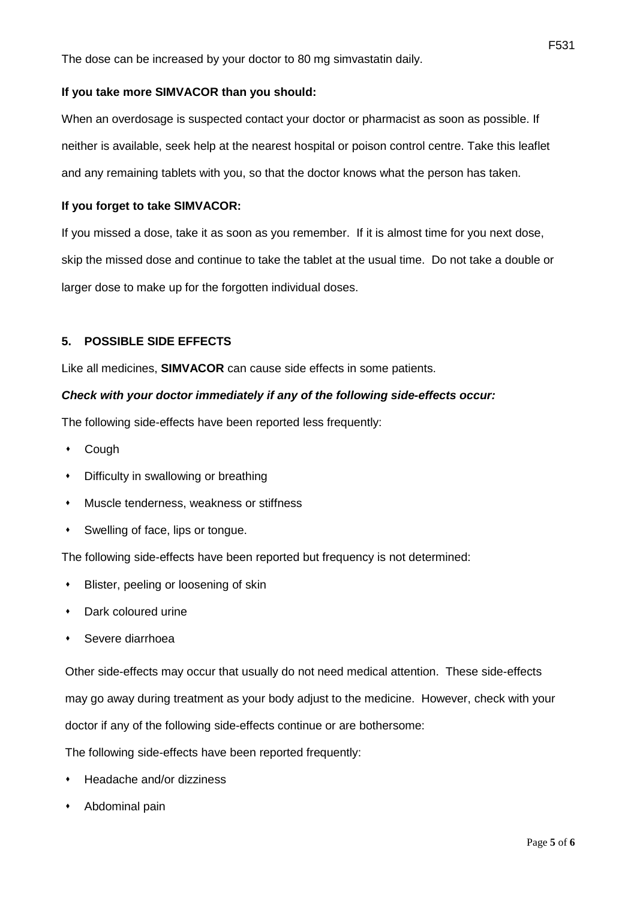The dose can be increased by your doctor to 80 mg simvastatin daily.

**If you take more SIMVACOR than you should:**

When an overdosage is suspected contact your doctor or pharmacist as soon as possible. If neither is available, seek help at the nearest hospital or poison control centre. Take this leaflet and any remaining tablets with you, so that the doctor knows what the person has taken.

**If you forget to take SIMVACOR:**

If you missed a dose, take it as soon as you remember. If it is almost time for you next dose, skip the missed dose and continue to take the tablet at the usual time. Do not take a double or larger dose to make up for the forgotten individual doses.

## 5. POSSIBLE SIDE EFFECTS

Like all medicines, **SIMVACOR** can cause side effects in some patients.

***Check with your doctor immediately if any of the following side-effects occur:***

The following side-effects have been reported less frequently:

- Cough
- Difficulty in swallowing or breathing
- Muscle tenderness, weakness or stiffness
- Swelling of face, lips or tongue.

The following side-effects have been reported but frequency is not determined:

- Blister, peeling or loosening of skin
- Dark coloured urine
- Severe diarrhoea

Other side-effects may occur that usually do not need medical attention. These side-effects may go away during treatment as your body adjust to the medicine. However, check with your doctor if any of the following side-effects continue or are bothersome:

The following side-effects have been reported frequently:

- Headache and/or dizziness
- Abdominal pain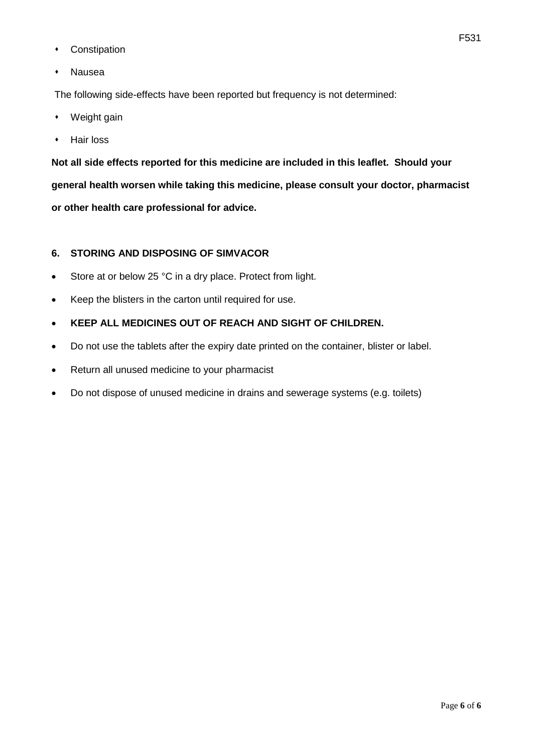- Constipation
- Nausea

The following side-effects have been reported but frequency is not determined:

- Weight gain
- Hair loss

**Not all side effects reported for this medicine are included in this leaflet. Should your general health worsen while taking this medicine, please consult your doctor, pharmacist or other health care professional for advice.**

## 6. STORING AND DISPOSING OF SIMVACOR

- Store at or below 25 °C in a dry place. Protect from light.
- Keep the blisters in the carton until required for use.
- **KEEP ALL MEDICINES OUT OF REACH AND SIGHT OF CHILDREN.**
- Do not use the tablets after the expiry date printed on the container, blister or label.
- Return all unused medicine to your pharmacist
- Do not dispose of unused medicine in drains and sewerage systems (e.g. toilets)